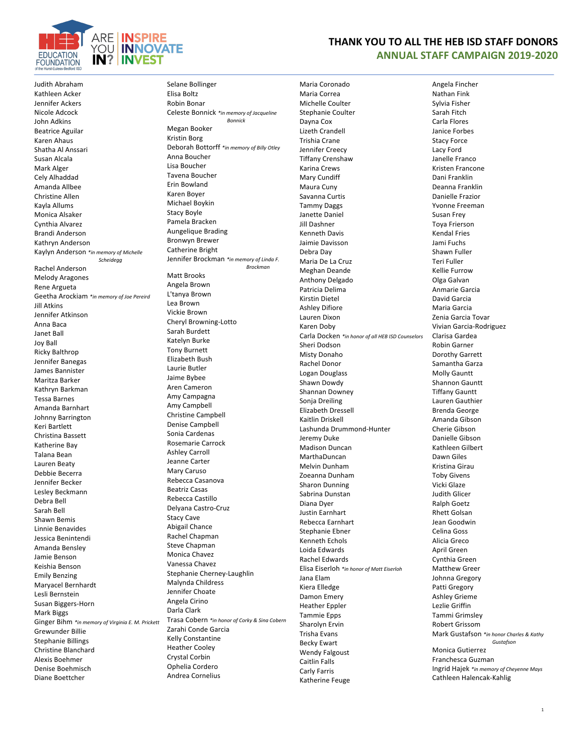HEB EDUCATION FOUNDATION of the Hurst-Euless-Bedford ISD

ARE YOU IN? INSPIRE INNOVATE INVEST

# THANK YOU TO ALL THE HEB ISD STAFF DONORS

## ANNUAL STAFF CAMPAIGN 2019-2020

Judith Abraham
Kathleen Acker
Jennifer Ackers
Nicole Adcock
John Adkins
Beatrice Aguilar
Karen Ahaus
Shatha Al Anssari
Susan Alcala
Mark Alger
Cely Alhaddad
Amanda Allbee
Christine Allen
Kayla Allums
Monica Alsaker
Cynthia Alvarez
Brandi Anderson
Kathryn Anderson
Kaylyn Anderson *in memory of Michelle Scheidegg*
Rachel Anderson
Melody Aragones
Rene Argueta
Geetha Arockiam *in memory of Joe Pereird*
Jill Atkins
Jennifer Atkinson
Anna Baca
Janet Ball
Joy Ball
Ricky Balthrop
Jennifer Banegas
James Bannister
Maritza Barker
Kathryn Barkman
Tessa Barnes
Amanda Barnhart
Johnny Barrington
Keri Bartlett
Christina Bassett
Katherine Bay
Talana Bean
Lauren Beaty
Debbie Becerra
Jennifer Becker
Lesley Beckmann
Debra Bell
Sarah Bell
Shawn Bemis
Linnie Benavides
Jessica Benintendi
Amanda Bensley
Jamie Benson
Keishia Benson
Emily Benzing
Maryacel Bernhardt
Lesli Bernstein
Susan Biggers-Horn
Mark Biggs
Ginger Bihm *in memory of Virginia E. M. Prickett*
Grewunder Billie
Stephanie Billings
Christine Blanchard
Alexis Boehmer
Denise Boehmisch
Diane Boettcher
Selane Bollinger
Elisa Boltz
Robin Bonar
Celeste Bonnick *in memory of Jacqueline Bonnick*
Megan Booker
Kristin Borg
Deborah Bottorff *in memory of Billy Otley*
Anna Boucher
Lisa Boucher
Tavena Boucher
Erin Bowland
Karen Boyer
Michael Boykin
Stacy Boyle
Pamela Bracken
Aungelique Brading
Bronwyn Brewer
Catherine Bright
Jennifer Brockman *in memory of Linda F. Brockman*
Matt Brooks
Angela Brown
L'tanya Brown
Lea Brown
Vickie Brown
Cheryl Browning-Lotto
Sarah Burdett
Katelyn Burke
Tony Burnett
Elizabeth Bush
Laurie Butler
Jaime Bybee
Aren Cameron
Amy Campagna
Amy Campbell
Christine Campbell
Denise Campbell
Sonia Cardenas
Rosemarie Carrock
Ashley Carroll
Jeanne Carter
Mary Caruso
Rebecca Casanova
Beatriz Casas
Rebecca Castillo
Delyana Castro-Cruz
Stacy Cave
Abigail Chance
Rachel Chapman
Steve Chapman
Monica Chavez
Vanessa Chavez
Stephanie Cherney-Laughlin
Malynda Childress
Jennifer Choate
Angela Cirino
Darla Clark
Trasa Cobern *in honor of Corky & Sina Cobern*
Zarahi Conde Garcia
Kelly Constantine
Heather Cooley
Crystal Corbin
Ophelia Cordero
Andrea Cornelius
Maria Coronado
Maria Correa
Michelle Coulter
Stephanie Coulter
Dayna Cox
Lizeth Crandell
Trishia Crane
Jennifer Creecy
Tiffany Crenshaw
Karina Crews
Mary Cundiff
Maura Cuny
Savanna Curtis
Tammy Daggs
Janette Daniel
Jill Dashner
Kenneth Davis
Jaimie Davisson
Debra Day
Maria De La Cruz
Meghan Deande
Anthony Delgado
Patricia Delima
Kirstin Dietel
Ashley Difiore
Lauren Dixon
Karen Doby
Carla Docken *in honor of all HEB ISD Counselors*
Sheri Dodson
Misty Donaho
Rachel Donor
Logan Douglass
Shawn Dowdy
Shannan Downey
Sonja Dreiling
Elizabeth Dressell
Kaitlin Driskell
Lashunda Drummond-Hunter
Jeremy Duke
Madison Duncan
MarthaDuncan
Melvin Dunham
Zoeanna Dunham
Sharon Dunning
Sabrina Dunstan
Diana Dyer
Justin Earnhart
Rebecca Earnhart
Stephanie Ebner
Kenneth Echols
Loida Edwards
Rachel Edwards
Elisa Eiserloh *in honor of Matt Eiserloh*
Jana Elam
Kiera Elledge
Damon Emery
Heather Eppler
Tammie Epps
Sharolyn Ervin
Trisha Evans
Becky Ewart
Wendy Falgoust
Caitlin Falls
Carly Farris
Katherine Feuge
Angela Fincher
Nathan Fink
Sylvia Fisher
Sarah Fitch
Carla Flores
Janice Forbes
Stacy Force
Lacy Ford
Janelle Franco
Kristen Francone
Dani Franklin
Deanna Franklin
Danielle Frazior
Yvonne Freeman
Susan Frey
Toya Frierson
Kendal Fries
Jami Fuchs
Shawn Fuller
Teri Fuller
Kellie Furrow
Olga Galvan
Anmarie Garcia
David Garcia
Maria Garcia
Zenia Garcia Tovar
Vivian Garcia-Rodriguez
Clarisa Gardea
Robin Garner
Dorothy Garrett
Samantha Garza
Molly Gauntt
Shannon Gauntt
Tiffany Gauntt
Lauren Gauthier
Brenda George
Amanda Gibson
Cherie Gibson
Danielle Gibson
Kathleen Gilbert
Dawn Giles
Kristina Girau
Toby Givens
Vicki Glaze
Judith Glicer
Ralph Goetz
Rhett Golsan
Jean Goodwin
Celina Goss
Alicia Greco
April Green
Cynthia Green
Matthew Greer
Johnna Gregory
Patti Gregory
Ashley Grieme
Lezlie Griffin
Tammi Grimsley
Robert Grissom
Mark Gustafson *in honor Charles & Kathy Gustafson*
Monica Gutierrez
Franchesca Guzman
Ingrid Hajek *in memory of Cheyenne Mays*
Cathleen Halencak-Kahlig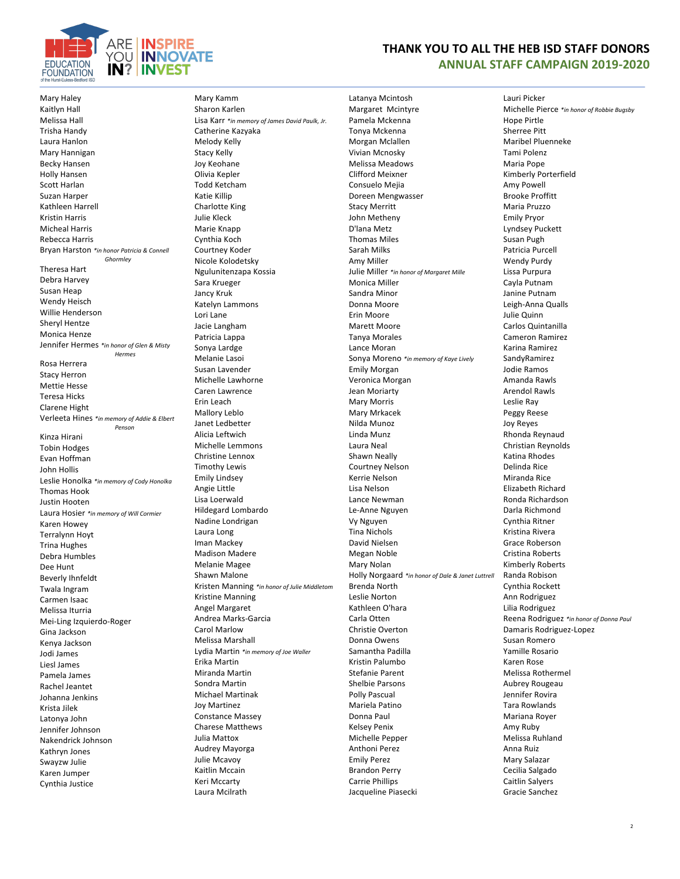# THANK YOU TO ALL THE HEB ISD STAFF DONORS

## ANNUAL STAFF CAMPAIGN 2019-2020

Mary Haley
Kaitlyn Hall
Melissa Hall
Trisha Handy
Laura Hanlon
Mary Hannigan
Becky Hansen
Holly Hansen
Scott Harlan
Suzan Harper
Kathleen Harrell
Kristin Harris
Micheal Harris
Rebecca Harris
Bryan Harston *\*in honor Patricia & Connell Ghormley*
Theresa Hart
Debra Harvey
Susan Heap
Wendy Heisch
Willie Henderson
Sheryl Hentze
Monica Henze
Jennifer Hermes *\*in honor of Glen & Misty Hermes*
Rosa Herrera
Stacy Herron
Mettie Hesse
Teresa Hicks
Clarene Hight
Verleeta Hines *\*in memory of Addie & Elbert Penson*
Kinza Hirani
Tobin Hodges
Evan Hoffman
John Hollis
Leslie Honolka *\*in memory of Cody Honolka*
Thomas Hook
Justin Hooten
Laura Hosier *\*in memory of Will Cormier*
Karen Howey
Terralynn Hoyt
Trina Hughes
Debra Humbles
Dee Hunt
Beverly Ihnfeldt
Twala Ingram
Carmen Isaac
Melissa Iturria
Mei-Ling Izquierdo-Roger
Gina Jackson
Kenya Jackson
Jodi James
Liesl James
Pamela James
Rachel Jeantet
Johanna Jenkins
Krista Jilek
Latonya John
Jennifer Johnson
Nakendrick Johnson
Kathryn Jones
Swayzw Julie
Karen Jumper
Cynthia Justice

Mary Kamm
Sharon Karlen
Lisa Karr *\*in memory of James David Paulk, Jr.*
Catherine Kazyaka
Melody Kelly
Stacy Kelly
Joy Keohane
Olivia Kepler
Todd Ketcham
Katie Killip
Charlotte King
Julie Kleck
Marie Knapp
Cynthia Koch
Courtney Koder
Nicole Kolodetsky
Ngulunitenzapa Kossia
Sara Krueger
Jancy Kruk
Katelyn Lammons
Lori Lane
Jacie Langham
Patricia Lappa
Sonya Lardge
Melanie Lasoi
Susan Lavender
Michelle Lawhorne
Caren Lawrence
Erin Leach
Mallory Leblo
Janet Ledbetter
Alicia Leftwich
Michelle Lemmons
Christine Lennox
Timothy Lewis
Emily Lindsey
Angie Little
Lisa Loerwald
Hildegard Lombardo
Nadine Londrigan
Laura Long
Iman Mackey
Madison Madere
Melanie Magee
Shawn Malone
Kristen Manning *\*in honor of Julie Middletom*
Kristine Manning
Angel Margaret
Andrea Marks-Garcia
Carol Marlow
Melissa Marshall
Lydia Martin *\*in memory of Joe Waller*
Erika Martin
Miranda Martin
Sondra Martin
Michael Martinak
Joy Martinez
Constance Massey
Charese Matthews
Julia Mattox
Audrey Mayorga
Julie Mcavoy
Kaitlin Mccain
Keri Mccarty
Laura Mcilrath

Latanya Mcintosh
Margaret Mcintyre
Pamela Mckenna
Tonya Mckenna
Morgan Mclallen
Vivian Mcnosky
Melissa Meadows
Clifford Meixner
Consuelo Mejia
Doreen Mengwasser
Stacy Merritt
John Metheny
D'lana Metz
Thomas Miles
Sarah Milks
Amy Miller
Julie Miller *\*in honor of Margaret Mille*
Monica Miller
Sandra Minor
Donna Moore
Erin Moore
Marett Moore
Tanya Morales
Lance Moran
Sonya Moreno *\*in memory of Kaye Lively*
Emily Morgan
Veronica Morgan
Jean Moriarty
Mary Morris
Mary Mrkacek
Nilda Munoz
Linda Munz
Laura Neal
Shawn Neally
Courtney Nelson
Kerrie Nelson
Lisa Nelson
Lance Newman
Le-Anne Nguyen
Vy Nguyen
Tina Nichols
David Nielsen
Megan Noble
Mary Nolan
Holly Norgaard *\*in honor of Dale & Janet Luttrell*
Brenda North
Leslie Norton
Kathleen O'hara
Carla Otten
Christie Overton
Donna Owens
Samantha Padilla
Kristin Palumbo
Stefanie Parent
Shelbie Parsons
Polly Pascual
Mariela Patino
Donna Paul
Kelsey Penix
Michelle Pepper
Anthoni Perez
Emily Perez
Brandon Perry
Carrie Phillips
Jacqueline Piasecki

Lauri Picker
Michelle Pierce *\*in honor of Robbie Bugsby*
Hope Pirtle
Sherree Pitt
Maribel Pluenneke
Tami Polenz
Maria Pope
Kimberly Porterfield
Amy Powell
Brooke Proffitt
Maria Pruzzo
Emily Pryor
Lyndsey Puckett
Susan Pugh
Patricia Purcell
Wendy Purdy
Lissa Purpura
Cayla Putnam
Janine Putnam
Leigh-Anna Qualls
Julie Quinn
Carlos Quintanilla
Cameron Ramirez
Karina Ramirez
SandyRamirez
Jodie Ramos
Amanda Rawls
Arendol Rawls
Leslie Ray
Peggy Reese
Joy Reyes
Rhonda Reynaud
Christian Reynolds
Katina Rhodes
Delinda Rice
Miranda Rice
Elizabeth Richard
Ronda Richardson
Darla Richmond
Cynthia Ritner
Kristina Rivera
Grace Roberson
Cristina Roberts
Kimberly Roberts
Randa Robison
Cynthia Rockett
Ann Rodriguez
Lilia Rodriguez
Reena Rodriguez *\*in honor of Donna Paul*
Damaris Rodriguez-Lopez
Susan Romero
Yamille Rosario
Karen Rose
Melissa Rothermel
Aubrey Rougeau
Jennifer Rovira
Tara Rowlands
Mariana Royer
Amy Ruby
Melissa Ruhland
Anna Ruiz
Mary Salazar
Cecilia Salgado
Caitlin Salyers
Gracie Sanchez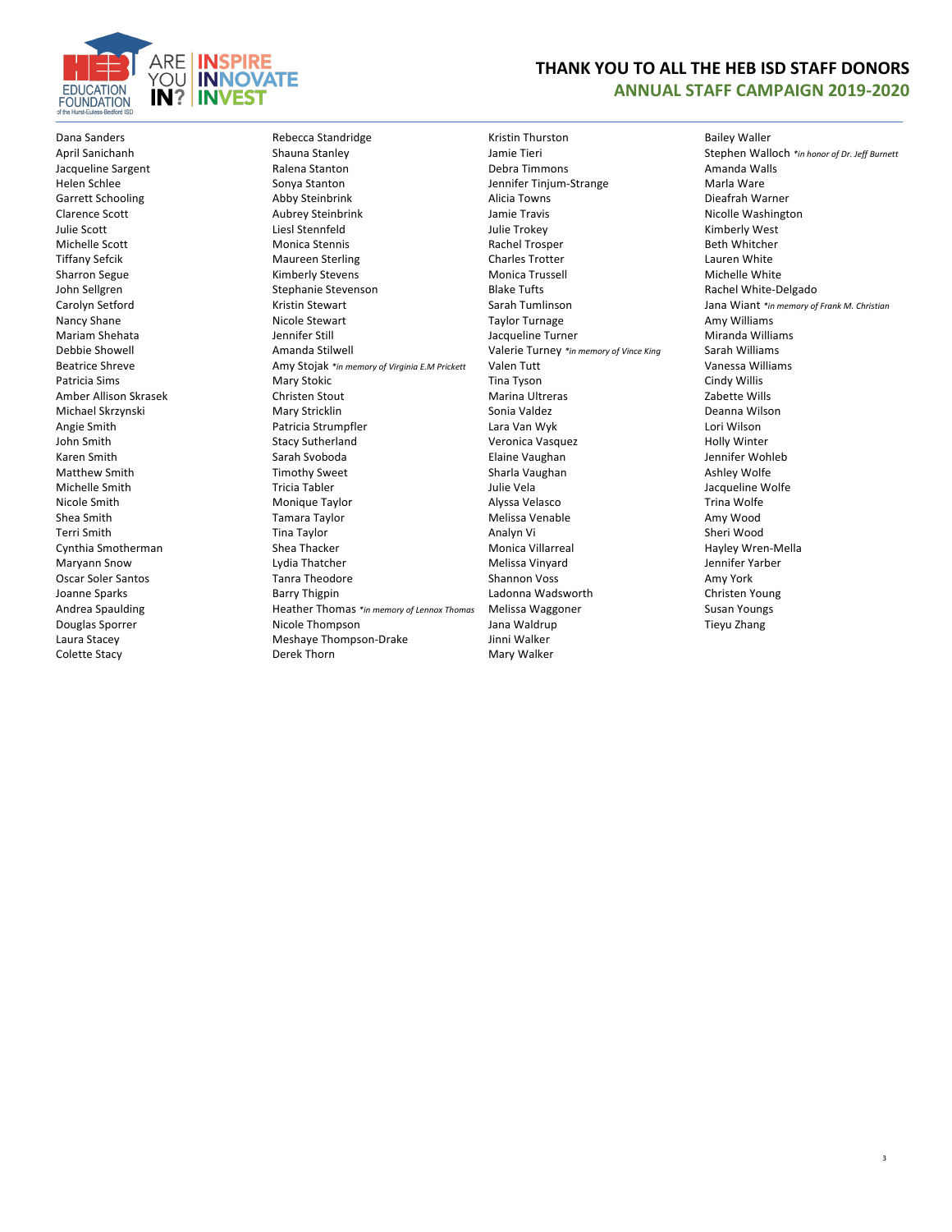# THANK YOU TO ALL THE HEB ISD STAFF DONORS

## ANNUAL STAFF CAMPAIGN 2019-2020

Dana Sanders
April Sanichanh
Jacqueline Sargent
Helen Schlee
Garrett Schooling
Clarence Scott
Julie Scott
Michelle Scott
Tiffany Sefcik
Sharron Segue
John Sellgren
Carolyn Setford
Nancy Shane
Mariam Shehata
Debbie Showell
Beatrice Shreve
Patricia Sims
Amber Allison Skrasek
Michael Skrzynski
Angie Smith
John Smith
Karen Smith
Matthew Smith
Michelle Smith
Nicole Smith
Shea Smith
Terri Smith
Cynthia Smotherman
Maryann Snow
Oscar Soler Santos
Joanne Sparks
Andrea Spaulding
Douglas Sporrer
Laura Stacey
Colette Stacy

Rebecca Standridge
Shauna Stanley
Ralena Stanton
Sonya Stanton
Abby Steinbrink
Aubrey Steinbrink
Liesl Stennfeld
Monica Stennis
Maureen Sterling
Kimberly Stevens
Stephanie Stevenson
Kristin Stewart
Nicole Stewart
Jennifer Still
Amanda Stilwell
Amy Stojak *in memory of Virginia E.M Prickett*
Mary Stokic
Christen Stout
Mary Stricklin
Patricia Strumpfler
Stacy Sutherland
Sarah Svoboda
Timothy Sweet
Tricia Tabler
Monique Taylor
Tamara Taylor
Tina Taylor
Shea Thacker
Lydia Thatcher
Tanra Theodore
Barry Thigpin
Heather Thomas *in memory of Lennox Thomas*
Nicole Thompson
Meshaye Thompson-Drake
Derek Thorn

Kristin Thurston
Jamie Tieri
Debra Timmons
Jennifer Tinjum-Strange
Alicia Towns
Jamie Travis
Julie Trokey
Rachel Trosper
Charles Trotter
Monica Trussell
Blake Tufts
Sarah Tumlinson
Taylor Turnage
Jacqueline Turner
Valerie Turney *in memory of Vince King*
Valen Tutt
Tina Tyson
Marina Ultreras
Sonia Valdez
Lara Van Wyk
Veronica Vasquez
Elaine Vaughan
Sharla Vaughan
Julie Vela
Alyssa Velasco
Melissa Venable
Analyn Vi
Monica Villarreal
Melissa Vinyard
Shannon Voss
Ladonna Wadsworth
Melissa Waggoner
Jana Waldrup
Jinni Walker
Mary Walker

Bailey Waller
Stephen Walloch *in honor of Dr. Jeff Burnett*
Amanda Walls
Marla Ware
Dieafrah Warner
Nicolle Washington
Kimberly West
Beth Whitcher
Lauren White
Michelle White
Rachel White-Delgado
Jana Wiant *in memory of Frank M. Christian*
Amy Williams
Miranda Williams
Sarah Williams
Vanessa Williams
Cindy Willis
Zabette Wills
Deanna Wilson
Lori Wilson
Holly Winter
Jennifer Wohleb
Ashley Wolfe
Jacqueline Wolfe
Trina Wolfe
Amy Wood
Sheri Wood
Hayley Wren-Mella
Jennifer Yarber
Amy York
Christen Young
Susan Youngs
Tieyu Zhang